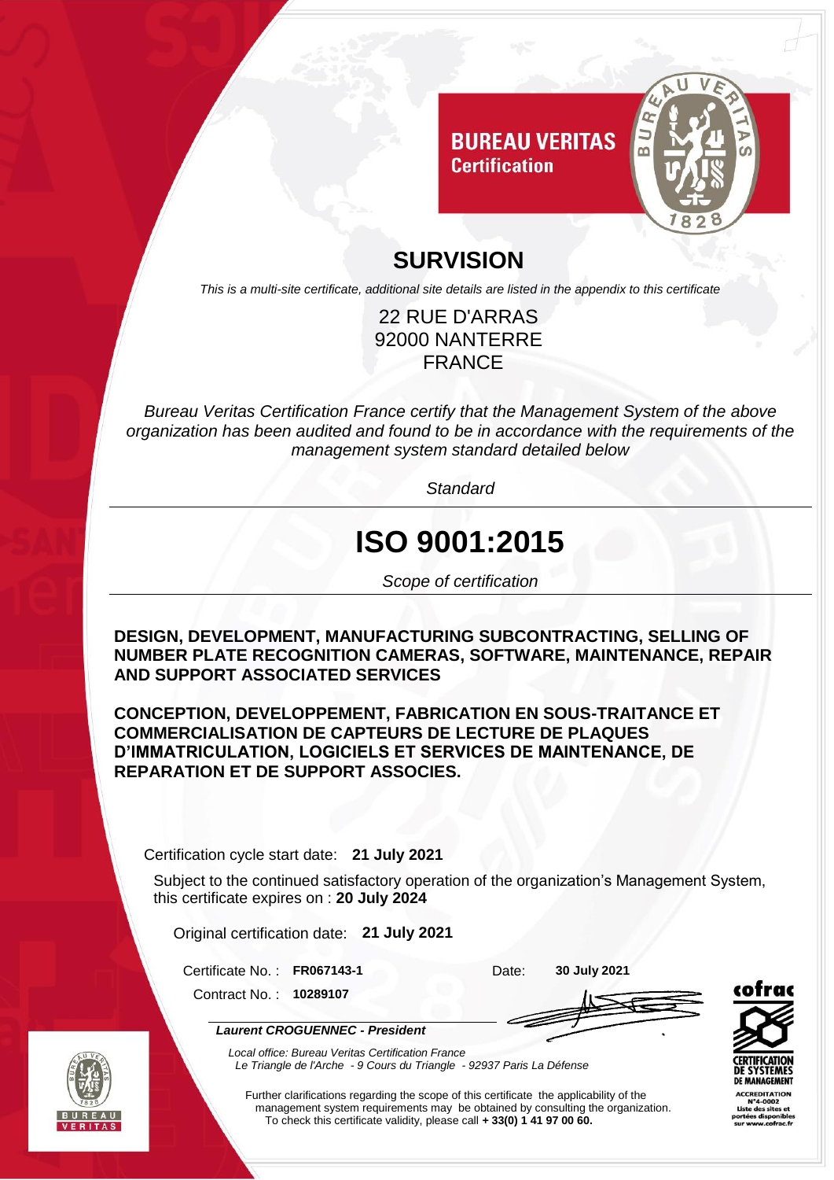**BUREAU VERITAS**
**Certification**

# SURVISION

*This is a multi-site certificate, additional site details are listed in the appendix to this certificate*

22 RUE D'ARRAS
92000 NANTERRE
FRANCE

*Bureau Veritas Certification France certify that the Management System of the above organization has been audited and found to be in accordance with the requirements of the management system standard detailed below*

*Standard*

# ISO 9001:2015

*Scope of certification*

**DESIGN, DEVELOPMENT, MANUFACTURING SUBCONTRACTING, SELLING OF NUMBER PLATE RECOGNITION CAMERAS, SOFTWARE, MAINTENANCE, REPAIR AND SUPPORT ASSOCIATED SERVICES**

**CONCEPTION, DEVELOPPEMENT, FABRICATION EN SOUS-TRAITANCE ET COMMERCIALISATION DE CAPTEURS DE LECTURE DE PLAQUES D'IMMATRICULATION, LOGICIELS ET SERVICES DE MAINTENANCE, DE REPARATION ET DE SUPPORT ASSOCIES.**

Certification cycle start date: **21 July 2021**

Subject to the continued satisfactory operation of the organization's Management System, this certificate expires on : **20 July 2024**

Original certification date: **21 July 2021**

Certificate No. : **FR067143-1** Date: **30 July 2021**

Contract No. : **10289107**

***Laurent CROGUENNEC - President***

*Local office: Bureau Veritas Certification France*
*Le Triangle de l'Arche - 9 Cours du Triangle - 92937 Paris La Défense*

Further clarifications regarding the scope of this certificate the applicability of the management system requirements may be obtained by consulting the organization.
To check this certificate validity, please call **+ 33(0) 1 41 97 00 60.**

cofrac
CERTIFICATION DE SYSTEMES DE MANAGEMENT
ACCREDITATION N°4-0002
Liste des sites et portées disponibles sur www.cofrac.fr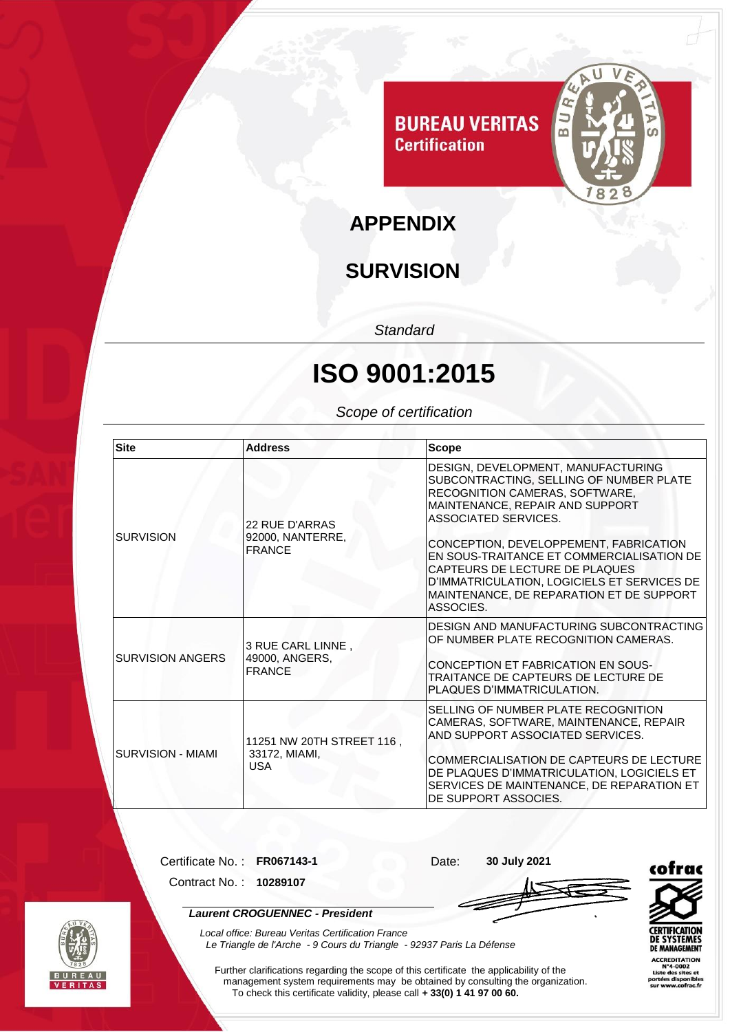BUREAU VERITAS
Certification

# APPENDIX

## SURVISION

*Standard*

# ISO 9001:2015

*Scope of certification*

| Site | Address | Scope |
| --- | --- | --- |
| SURVISION | 22 RUE D'ARRAS 92000, NANTERRE, FRANCE | DESIGN, DEVELOPMENT, MANUFACTURING SUBCONTRACTING, SELLING OF NUMBER PLATE RECOGNITION CAMERAS, SOFTWARE, MAINTENANCE, REPAIR AND SUPPORT ASSOCIATED SERVICES.<br><br>CONCEPTION, DEVELOPPEMENT, FABRICATION EN SOUS-TRAITANCE ET COMMERCIALISATION DE CAPTEURS DE LECTURE DE PLAQUES D'IMMATRICULATION, LOGICIELS ET SERVICES DE MAINTENANCE, DE REPARATION ET DE SUPPORT ASSOCIES. |
| SURVISION ANGERS | 3 RUE CARL LINNE , 49000, ANGERS, FRANCE | DESIGN AND MANUFACTURING SUBCONTRACTING OF NUMBER PLATE RECOGNITION CAMERAS.<br><br>CONCEPTION ET FABRICATION EN SOUS-TRAITANCE DE CAPTEURS DE LECTURE DE PLAQUES D'IMMATRICULATION. |
| SURVISION - MIAMI | 11251 NW 20TH STREET 116 , 33172, MIAMI, USA | SELLING OF NUMBER PLATE RECOGNITION CAMERAS, SOFTWARE, MAINTENANCE, REPAIR AND SUPPORT ASSOCIATED SERVICES.<br><br>COMMERCIALISATION DE CAPTEURS DE LECTURE DE PLAQUES D'IMMATRICULATION, LOGICIELS ET SERVICES DE MAINTENANCE, DE REPARATION ET DE SUPPORT ASSOCIES. |

Certificate No. : **FR067143-1** Date: **30 July 2021**

Contract No. : **10289107**

***Laurent CROGUENNEC - President***

*Local office: Bureau Veritas Certification France*
*Le Triangle de l'Arche - 9 Cours du Triangle - 92937 Paris La Défense*

Further clarifications regarding the scope of this certificate the applicability of the management system requirements may be obtained by consulting the organization.
To check this certificate validity, please call **+ 33(0) 1 41 97 00 60.**

cofrac
CERTIFICATION DE SYSTEMES DE MANAGEMENT
ACCREDITATION N°4-0002
Liste des sites et portées disponibles sur www.cofrac.fr